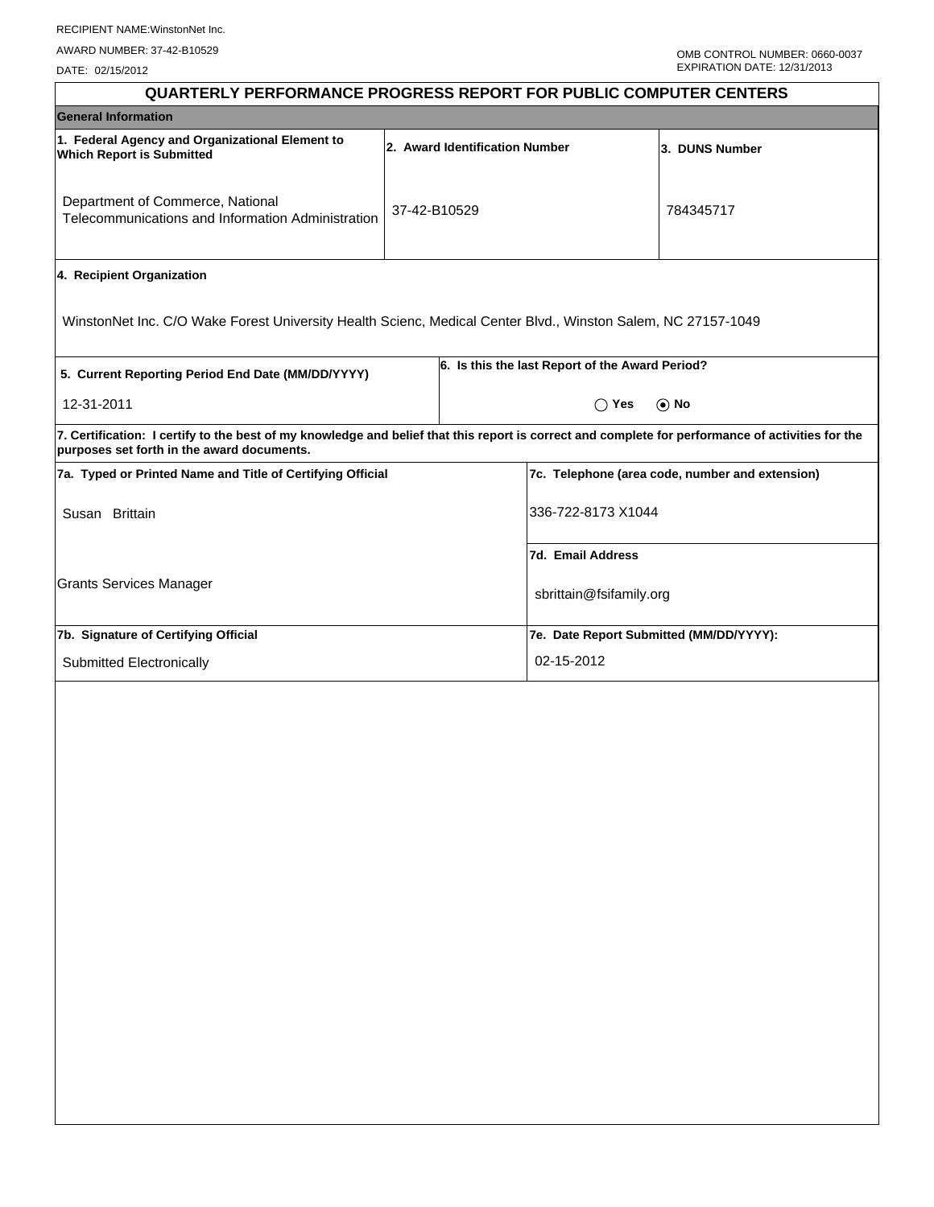RECIPIENT NAME:WinstonNet Inc.

AWARD NUMBER: 37-42-B10529

DATE: 02/15/2012

OMB CONTROL NUMBER: 0660-0037
EXPIRATION DATE: 12/31/2013

# QUARTERLY PERFORMANCE PROGRESS REPORT FOR PUBLIC COMPUTER CENTERS

## General Information

| 1. Federal Agency and Organizational Element to Which Report is Submitted | 2. Award Identification Number | 3. DUNS Number |
|---|---|---|
| Department of Commerce, National Telecommunications and Information Administration | 37-42-B10529 | 784345717 |

**4. Recipient Organization**

WinstonNet Inc. C/O Wake Forest University Health Scienc, Medical Center Blvd., Winston Salem, NC 27157-1049

| 5. Current Reporting Period End Date (MM/DD/YYYY) | 6. Is this the last Report of the Award Period? |
|---|---|
| 12-31-2011 | ◯ Yes ⦿ No |

**7. Certification: I certify to the best of my knowledge and belief that this report is correct and complete for performance of activities for the purposes set forth in the award documents.**

| 7a. Typed or Printed Name and Title of Certifying Official | 7c. Telephone (area code, number and extension) |
|---|---|
| Susan Brittain | 336-722-8173 X1044 |
| | **7d. Email Address** |
| Grants Services Manager | sbrittain@fsifamily.org |
| **7b. Signature of Certifying Official** | **7e. Date Report Submitted (MM/DD/YYYY):** |
| Submitted Electronically | 02-15-2012 |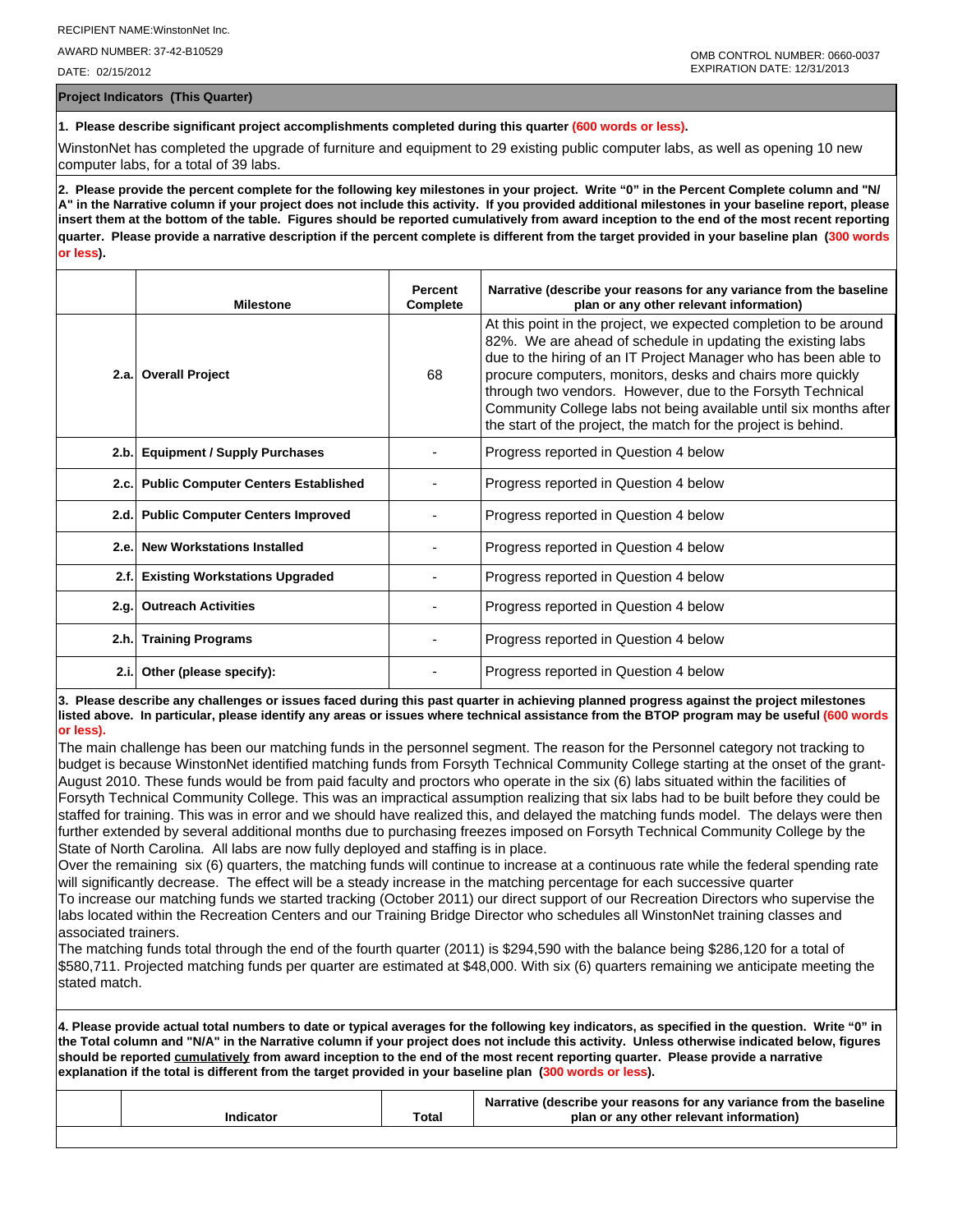RECIPIENT NAME:WinstonNet Inc.

AWARD NUMBER: 37-42-B10529

DATE: 02/15/2012

OMB CONTROL NUMBER: 0660-0037
EXPIRATION DATE: 12/31/2013

## Project Indicators (This Quarter)

**1. Please describe significant project accomplishments completed during this quarter (600 words or less).**

WinstonNet has completed the upgrade of furniture and equipment to 29 existing public computer labs, as well as opening 10 new computer labs, for a total of 39 labs.

**2. Please provide the percent complete for the following key milestones in your project. Write "0" in the Percent Complete column and "N/A" in the Narrative column if your project does not include this activity. If you provided additional milestones in your baseline report, please insert them at the bottom of the table. Figures should be reported cumulatively from award inception to the end of the most recent reporting quarter. Please provide a narrative description if the percent complete is different from the target provided in your baseline plan (300 words or less).**

| | Milestone | Percent Complete | Narrative (describe your reasons for any variance from the baseline plan or any other relevant information) |
|---|---|---|---|
| 2.a. | Overall Project | 68 | At this point in the project, we expected completion to be around 82%. We are ahead of schedule in updating the existing labs due to the hiring of an IT Project Manager who has been able to procure computers, monitors, desks and chairs more quickly through two vendors. However, due to the Forsyth Technical Community College labs not being available until six months after the start of the project, the match for the project is behind. |
| 2.b. | Equipment / Supply Purchases | - | Progress reported in Question 4 below |
| 2.c. | Public Computer Centers Established | - | Progress reported in Question 4 below |
| 2.d. | Public Computer Centers Improved | - | Progress reported in Question 4 below |
| 2.e. | New Workstations Installed | - | Progress reported in Question 4 below |
| 2.f. | Existing Workstations Upgraded | - | Progress reported in Question 4 below |
| 2.g. | Outreach Activities | - | Progress reported in Question 4 below |
| 2.h. | Training Programs | - | Progress reported in Question 4 below |
| 2.i. | Other (please specify): | - | Progress reported in Question 4 below |

**3. Please describe any challenges or issues faced during this past quarter in achieving planned progress against the project milestones listed above. In particular, please identify any areas or issues where technical assistance from the BTOP program may be useful (600 words or less).**

The main challenge has been our matching funds in the personnel segment. The reason for the Personnel category not tracking to budget is because WinstonNet identified matching funds from Forsyth Technical Community College starting at the onset of the grant- August 2010. These funds would be from paid faculty and proctors who operate in the six (6) labs situated within the facilities of Forsyth Technical Community College. This was an impractical assumption realizing that six labs had to be built before they could be staffed for training. This was in error and we should have realized this, and delayed the matching funds model. The delays were then further extended by several additional months due to purchasing freezes imposed on Forsyth Technical Community College by the State of North Carolina. All labs are now fully deployed and staffing is in place.
Over the remaining six (6) quarters, the matching funds will continue to increase at a continuous rate while the federal spending rate will significantly decrease. The effect will be a steady increase in the matching percentage for each successive quarter
To increase our matching funds we started tracking (October 2011) our direct support of our Recreation Directors who supervise the labs located within the Recreation Centers and our Training Bridge Director who schedules all WinstonNet training classes and associated trainers.
The matching funds total through the end of the fourth quarter (2011) is $294,590 with the balance being $286,120 for a total of $580,711. Projected matching funds per quarter are estimated at $48,000. With six (6) quarters remaining we anticipate meeting the stated match.

**4. Please provide actual total numbers to date or typical averages for the following key indicators, as specified in the question. Write "0" in the Total column and "N/A" in the Narrative column if your project does not include this activity. Unless otherwise indicated below, figures should be reported cumulatively from award inception to the end of the most recent reporting quarter. Please provide a narrative explanation if the total is different from the target provided in your baseline plan (300 words or less).**

| | Indicator | Total | Narrative (describe your reasons for any variance from the baseline plan or any other relevant information) |
|---|---|---|---|
| | | | |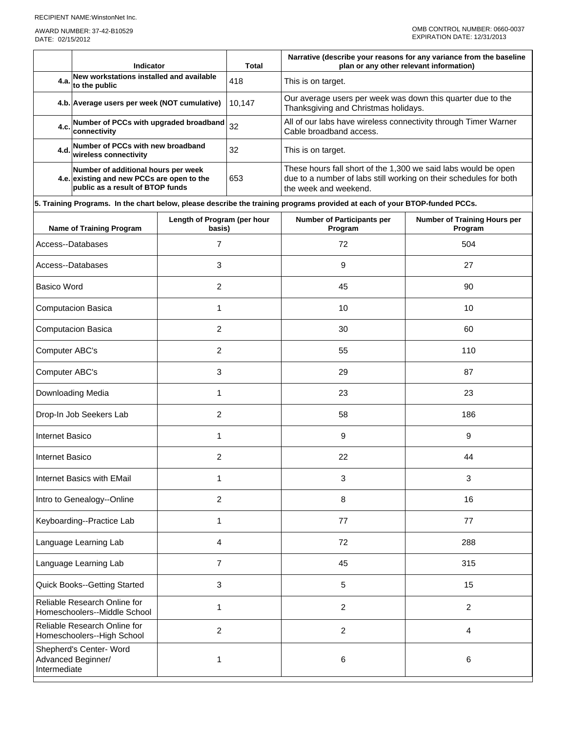RECIPIENT NAME:WinstonNet Inc.

AWARD NUMBER: 37-42-B10529
DATE: 02/15/2012

OMB CONTROL NUMBER: 0660-0037
EXPIRATION DATE: 12/31/2013

| | Indicator | Total | Narrative (describe your reasons for any variance from the baseline plan or any other relevant information) |
|---|---|---|---|
| 4.a. | New workstations installed and available to the public | 418 | This is on target. |
| 4.b. | Average users per week (NOT cumulative) | 10,147 | Our average users per week was down this quarter due to the Thanksgiving and Christmas holidays. |
| 4.c. | Number of PCCs with upgraded broadband connectivity | 32 | All of our labs have wireless connectivity through Timer Warner Cable broadband access. |
| 4.d. | Number of PCCs with new broadband wireless connectivity | 32 | This is on target. |
| 4.e. | Number of additional hours per week existing and new PCCs are open to the public as a result of BTOP funds | 653 | These hours fall short of the 1,300 we said labs would be open due to a number of labs still working on their schedules for both the week and weekend. |

**5. Training Programs. In the chart below, please describe the training programs provided at each of your BTOP-funded PCCs.**

| Name of Training Program | Length of Program (per hour basis) | Number of Participants per Program | Number of Training Hours per Program |
|---|---|---|---|
| Access--Databases | 7 | 72 | 504 |
| Access--Databases | 3 | 9 | 27 |
| Basico Word | 2 | 45 | 90 |
| Computacion Basica | 1 | 10 | 10 |
| Computacion Basica | 2 | 30 | 60 |
| Computer ABC's | 2 | 55 | 110 |
| Computer ABC's | 3 | 29 | 87 |
| Downloading Media | 1 | 23 | 23 |
| Drop-In Job Seekers Lab | 2 | 58 | 186 |
| Internet Basico | 1 | 9 | 9 |
| Internet Basico | 2 | 22 | 44 |
| Internet Basics with EMail | 1 | 3 | 3 |
| Intro to Genealogy--Online | 2 | 8 | 16 |
| Keyboarding--Practice Lab | 1 | 77 | 77 |
| Language Learning Lab | 4 | 72 | 288 |
| Language Learning Lab | 7 | 45 | 315 |
| Quick Books--Getting Started | 3 | 5 | 15 |
| Reliable Research Online for Homeschoolers--Middle School | 1 | 2 | 2 |
| Reliable Research Online for Homeschoolers--High School | 2 | 2 | 4 |
| Shepherd's Center- Word Advanced Beginner/ Intermediate | 1 | 6 | 6 |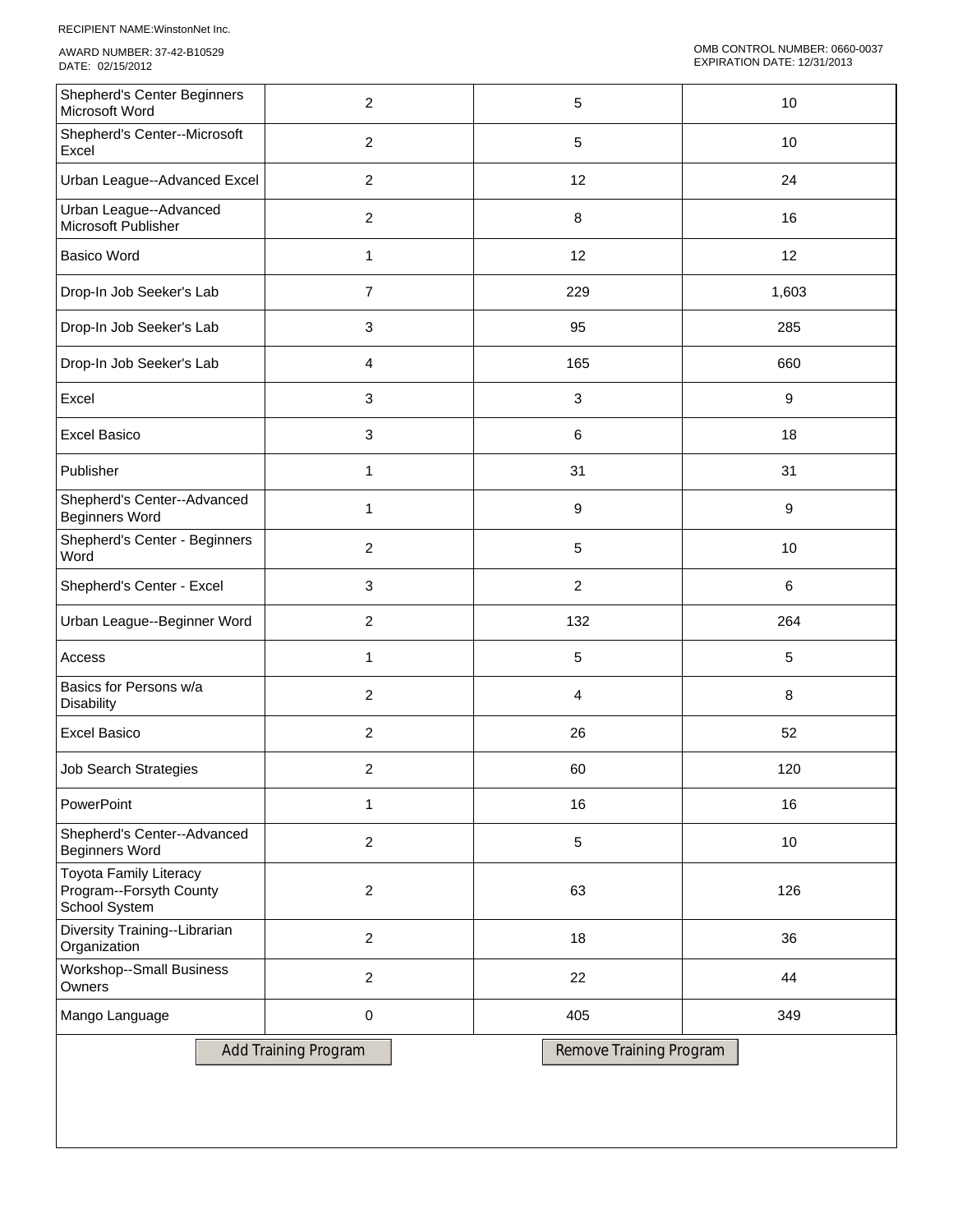RECIPIENT NAME:WinstonNet Inc.

AWARD NUMBER: 37-42-B10529
DATE: 02/15/2012

OMB CONTROL NUMBER: 0660-0037
EXPIRATION DATE: 12/31/2013

| | | | |
|---|---|---|---|
| Shepherd's Center Beginners Microsoft Word | 2 | 5 | 10 |
| Shepherd's Center--Microsoft Excel | 2 | 5 | 10 |
| Urban League--Advanced Excel | 2 | 12 | 24 |
| Urban League--Advanced Microsoft Publisher | 2 | 8 | 16 |
| Basico Word | 1 | 12 | 12 |
| Drop-In Job Seeker's Lab | 7 | 229 | 1,603 |
| Drop-In Job Seeker's Lab | 3 | 95 | 285 |
| Drop-In Job Seeker's Lab | 4 | 165 | 660 |
| Excel | 3 | 3 | 9 |
| Excel Basico | 3 | 6 | 18 |
| Publisher | 1 | 31 | 31 |
| Shepherd's Center--Advanced Beginners Word | 1 | 9 | 9 |
| Shepherd's Center - Beginners Word | 2 | 5 | 10 |
| Shepherd's Center - Excel | 3 | 2 | 6 |
| Urban League--Beginner Word | 2 | 132 | 264 |
| Access | 1 | 5 | 5 |
| Basics for Persons w/a Disability | 2 | 4 | 8 |
| Excel Basico | 2 | 26 | 52 |
| Job Search Strategies | 2 | 60 | 120 |
| PowerPoint | 1 | 16 | 16 |
| Shepherd's Center--Advanced Beginners Word | 2 | 5 | 10 |
| Toyota Family Literacy Program--Forsyth County School System | 2 | 63 | 126 |
| Diversity Training--Librarian Organization | 2 | 18 | 36 |
| Workshop--Small Business Owners | 2 | 22 | 44 |
| Mango Language | 0 | 405 | 349 |

Add Training Program    Remove Training Program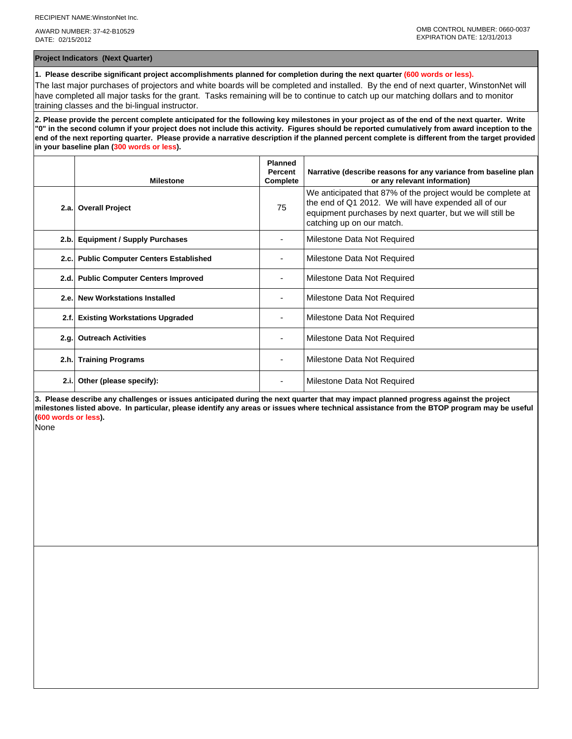RECIPIENT NAME:WinstonNet Inc.

AWARD NUMBER: 37-42-B10529
DATE: 02/15/2012

OMB CONTROL NUMBER: 0660-0037
EXPIRATION DATE: 12/31/2013

## Project Indicators (Next Quarter)

**1. Please describe significant project accomplishments planned for completion during the next quarter (600 words or less).**

The last major purchases of projectors and white boards will be completed and installed. By the end of next quarter, WinstonNet will have completed all major tasks for the grant. Tasks remaining will be to continue to catch up our matching dollars and to monitor training classes and the bi-lingual instructor.

**2. Please provide the percent complete anticipated for the following key milestones in your project as of the end of the next quarter. Write "0" in the second column if your project does not include this activity. Figures should be reported cumulatively from award inception to the end of the next reporting quarter. Please provide a narrative description if the planned percent complete is different from the target provided in your baseline plan (300 words or less).**

| | Milestone | Planned Percent Complete | Narrative (describe reasons for any variance from baseline plan or any relevant information) |
|---|---|---|---|
| 2.a. | Overall Project | 75 | We anticipated that 87% of the project would be complete at the end of Q1 2012. We will have expended all of our equipment purchases by next quarter, but we will still be catching up on our match. |
| 2.b. | Equipment / Supply Purchases | - | Milestone Data Not Required |
| 2.c. | Public Computer Centers Established | - | Milestone Data Not Required |
| 2.d. | Public Computer Centers Improved | - | Milestone Data Not Required |
| 2.e. | New Workstations Installed | - | Milestone Data Not Required |
| 2.f. | Existing Workstations Upgraded | - | Milestone Data Not Required |
| 2.g. | Outreach Activities | - | Milestone Data Not Required |
| 2.h. | Training Programs | - | Milestone Data Not Required |
| 2.i. | Other (please specify): | - | Milestone Data Not Required |

**3. Please describe any challenges or issues anticipated during the next quarter that may impact planned progress against the project milestones listed above. In particular, please identify any areas or issues where technical assistance from the BTOP program may be useful (600 words or less).**

None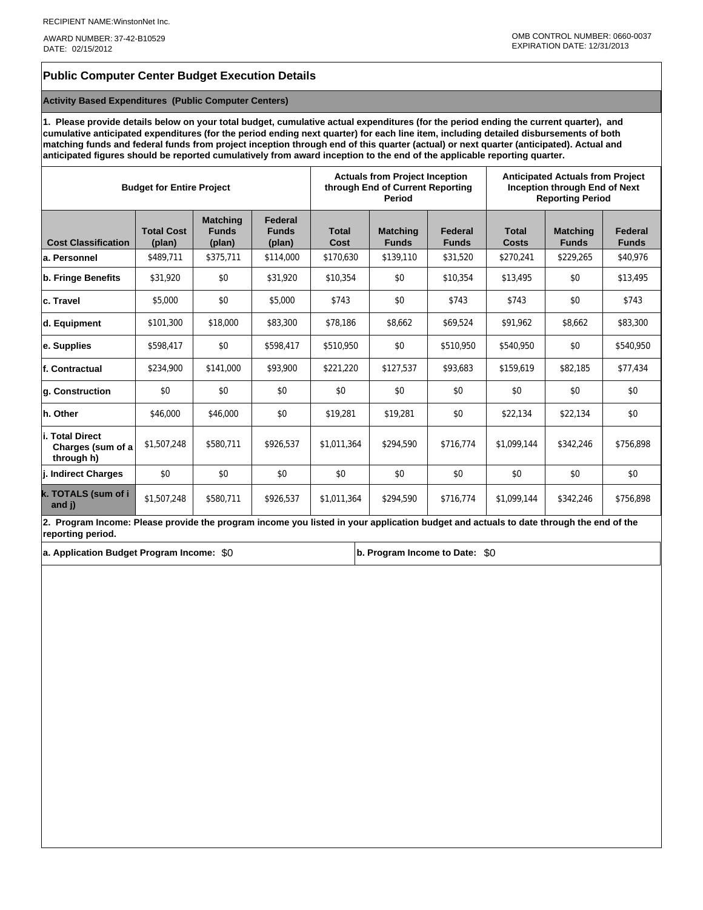RECIPIENT NAME:WinstonNet Inc.

AWARD NUMBER: 37-42-B10529
DATE: 02/15/2012

OMB CONTROL NUMBER: 0660-0037
EXPIRATION DATE: 12/31/2013

## Public Computer Center Budget Execution Details

**Activity Based Expenditures (Public Computer Centers)**

**1. Please provide details below on your total budget, cumulative actual expenditures (for the period ending the current quarter), and cumulative anticipated expenditures (for the period ending next quarter) for each line item, including detailed disbursements of both matching funds and federal funds from project inception through end of this quarter (actual) or next quarter (anticipated). Actual and anticipated figures should be reported cumulatively from award inception to the end of the applicable reporting quarter.**

| Budget for Entire Project | | | | Actuals from Project Inception through End of Current Reporting Period | | | Anticipated Actuals from Project Inception through End of Next Reporting Period | | |
|---|---|---|---|---|---|---|---|---|---|
| **Cost Classification** | **Total Cost (plan)** | **Matching Funds (plan)** | **Federal Funds (plan)** | **Total Cost** | **Matching Funds** | **Federal Funds** | **Total Costs** | **Matching Funds** | **Federal Funds** |
| a. Personnel | $489,711 | $375,711 | $114,000 | $170,630 | $139,110 | $31,520 | $270,241 | $229,265 | $40,976 |
| b. Fringe Benefits | $31,920 | $0 | $31,920 | $10,354 | $0 | $10,354 | $13,495 | $0 | $13,495 |
| c. Travel | $5,000 | $0 | $5,000 | $743 | $0 | $743 | $743 | $0 | $743 |
| d. Equipment | $101,300 | $18,000 | $83,300 | $78,186 | $8,662 | $69,524 | $91,962 | $8,662 | $83,300 |
| e. Supplies | $598,417 | $0 | $598,417 | $510,950 | $0 | $510,950 | $540,950 | $0 | $540,950 |
| f. Contractual | $234,900 | $141,000 | $93,900 | $221,220 | $127,537 | $93,683 | $159,619 | $82,185 | $77,434 |
| g. Construction | $0 | $0 | $0 | $0 | $0 | $0 | $0 | $0 | $0 |
| h. Other | $46,000 | $46,000 | $0 | $19,281 | $19,281 | $0 | $22,134 | $22,134 | $0 |
| i. Total Direct Charges (sum of a through h) | $1,507,248 | $580,711 | $926,537 | $1,011,364 | $294,590 | $716,774 | $1,099,144 | $342,246 | $756,898 |
| j. Indirect Charges | $0 | $0 | $0 | $0 | $0 | $0 | $0 | $0 | $0 |
| k. TOTALS (sum of i and j) | $1,507,248 | $580,711 | $926,537 | $1,011,364 | $294,590 | $716,774 | $1,099,144 | $342,246 | $756,898 |

**2. Program Income: Please provide the program income you listed in your application budget and actuals to date through the end of the reporting period.**

**a. Application Budget Program Income:** $0

**b. Program Income to Date:** $0